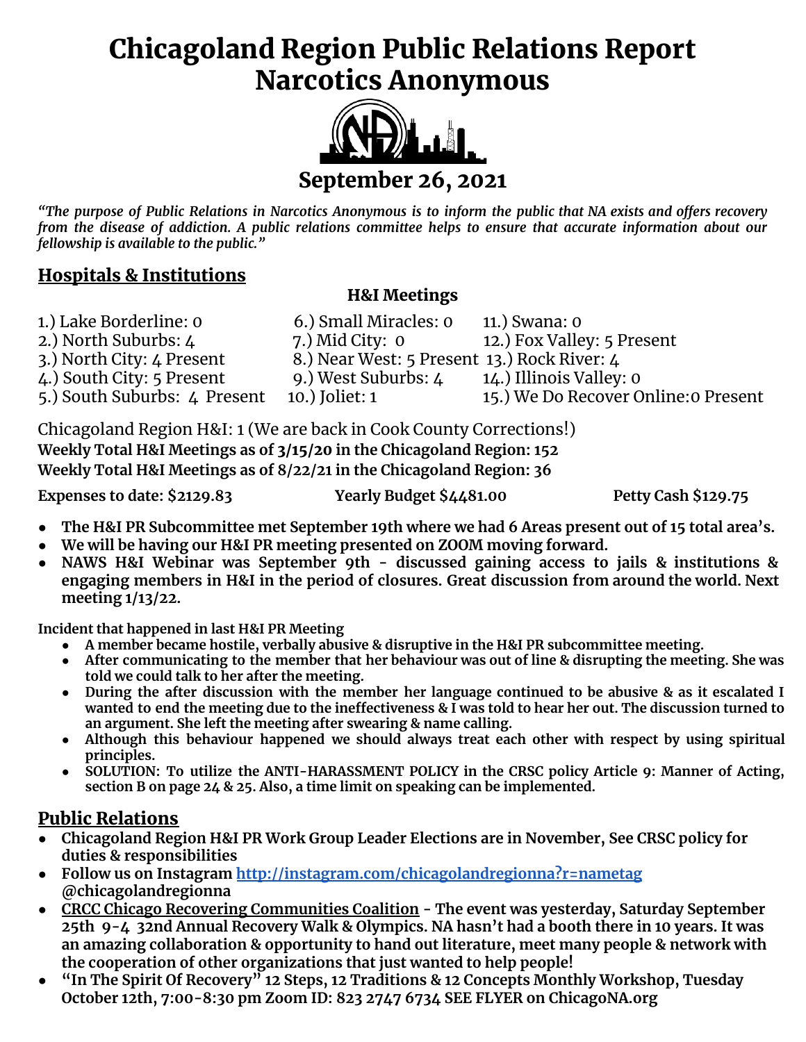# Chicagoland Region Public Relations Report
# Narcotics Anonymous

## September 26, 2021

*"The purpose of Public Relations in Narcotics Anonymous is to inform the public that NA exists and offers recovery from the disease of addiction. A public relations committee helps to ensure that accurate information about our fellowship is available to the public."*

## Hospitals & Institutions

### H&I Meetings

1.) Lake Borderline: 0
2.) North Suburbs: 4
3.) North City: 4 Present
4.) South City: 5 Present
5.) South Suburbs: 4 Present
6.) Small Miracles: 0
7.) Mid City: 0
8.) Near West: 5 Present
9.) West Suburbs: 4
10.) Joliet: 1
11.) Swana: 0
12.) Fox Valley: 5 Present
13.) Rock River: 4
14.) Illinois Valley: 0
15.) We Do Recover Online: 0 Present

Chicagoland Region H&I: 1 (We are back in Cook County Corrections!)
**Weekly Total H&I Meetings as of 3/15/20 in the Chicagoland Region: 152**
**Weekly Total H&I Meetings as of 8/22/21 in the Chicagoland Region: 36**

**Expenses to date: $2129.83** **Yearly Budget $4481.00** **Petty Cash $129.75**

- **The H&I PR Subcommittee met September 19th where we had 6 Areas present out of 15 total area's.**
- **We will be having our H&I PR meeting presented on ZOOM moving forward.**
- **NAWS H&I Webinar was September 9th - discussed gaining access to jails & institutions & engaging members in H&I in the period of closures. Great discussion from around the world. Next meeting 1/13/22.**

**Incident that happened in last H&I PR Meeting**

- **A member became hostile, verbally abusive & disruptive in the H&I PR subcommittee meeting.**
- **After communicating to the member that her behaviour was out of line & disrupting the meeting. She was told we could talk to her after the meeting.**
- **During the after discussion with the member her language continued to be abusive & as it escalated I wanted to end the meeting due to the ineffectiveness & I was told to hear her out. The discussion turned to an argument. She left the meeting after swearing & name calling.**
- **Although this behaviour happened we should always treat each other with respect by using spiritual principles.**
- **SOLUTION: To utilize the ANTI-HARASSMENT POLICY in the CRSC policy Article 9: Manner of Acting, section B on page 24 & 25. Also, a time limit on speaking can be implemented.**

## Public Relations

- **Chicagoland Region H&I PR Work Group Leader Elections are in November, See CRSC policy for duties & responsibilities**
- **Follow us on Instagram [http://instagram.com/chicagolandregionna?r=nametag](http://instagram.com/chicagolandregionna?r=nametag) @chicagolandregionna**
- **<u>CRCC Chicago Recovering Communities Coalition</u> - The event was yesterday, Saturday September 25th 9-4 32nd Annual Recovery Walk & Olympics. NA hasn't had a booth there in 10 years. It was an amazing collaboration & opportunity to hand out literature, meet many people & network with the cooperation of other organizations that just wanted to help people!**
- **"In The Spirit Of Recovery" 12 Steps, 12 Traditions & 12 Concepts Monthly Workshop, Tuesday October 12th, 7:00-8:30 pm Zoom ID: 823 2747 6734 SEE FLYER on ChicagoNA.org**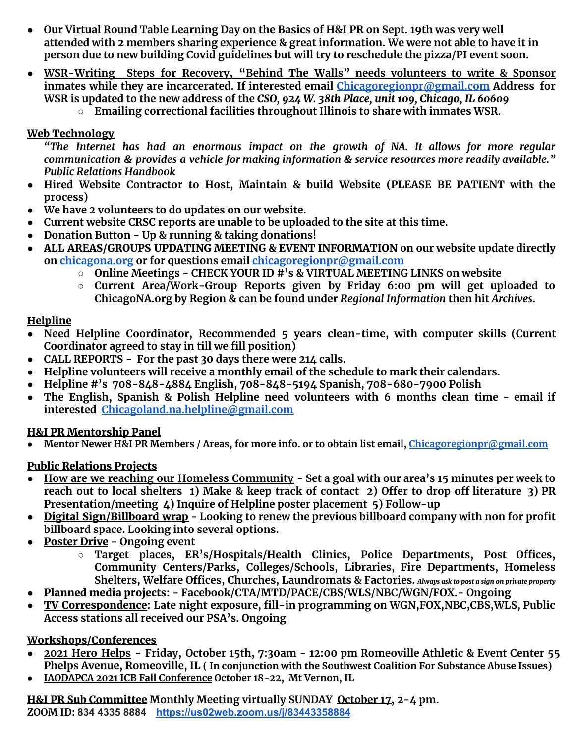- **Our Virtual Round Table Learning Day on the Basics of H&I PR on Sept. 19th was very well attended with 2 members sharing experience & great information. We were not able to have it in person due to new building Covid guidelines but will try to reschedule the pizza/PI event soon.**
- **WSR-Writing Steps for Recovery, "Behind The Walls" needs volunteers to write & Sponsor inmates while they are incarcerated. If interested email [Chicagoregionpr@gmail.com](mailto:Chicagoregionpr@gmail.com) Address for WSR is updated to the new address of the *CSO, 924 W. 38th Place, unit 109, Chicago, IL 60609***
    - **Emailing correctional facilities throughout Illinois to share with inmates WSR.**

## Web Technology

***"The Internet has had an enormous impact on the growth of NA. It allows for more regular communication & provides a vehicle for making information & service resources more readily available." Public Relations Handbook***

- **Hired Website Contractor to Host, Maintain & build Website (PLEASE BE PATIENT with the process)**
- **We have 2 volunteers to do updates on our website.**
- **Current website CRSC reports are unable to be uploaded to the site at this time.**
- **Donation Button - Up & running & taking donations!**
- **ALL AREAS/GROUPS UPDATING MEETING & EVENT INFORMATION on our website update directly on [chicagona.org](http://chicagona.org) or for questions email [chicagoregionpr@gmail.com](mailto:chicagoregionpr@gmail.com)**
    - **Online Meetings - CHECK YOUR ID #'s & VIRTUAL MEETING LINKS on website**
    - **Current Area/Work-Group Reports given by Friday 6:00 pm will get uploaded to ChicagoNA.org by Region & can be found under *Regional Information* then hit *Archives*.**

## Helpline

- **Need Helpline Coordinator, Recommended 5 years clean-time, with computer skills (Current Coordinator agreed to stay in till we fill position)**
- **CALL REPORTS - For the past 30 days there were 214 calls.**
- **Helpline volunteers will receive a monthly email of the schedule to mark their calendars.**
- **Helpline #'s 708-848-4884 English, 708-848-5194 Spanish, 708-680-7900 Polish**
- **The English, Spanish & Polish Helpline need volunteers with 6 months clean time - email if interested [Chicagoland.na.helpline@gmail.com](mailto:Chicagoland.na.helpline@gmail.com)**

## H&I PR Mentorship Panel

- **Mentor Newer H&I PR Members / Areas, for more info. or to obtain list email, [Chicagoregionpr@gmail.com](mailto:Chicagoregionpr@gmail.com)**

## Public Relations Projects

- **How are we reaching our Homeless Community - Set a goal with our area's 15 minutes per week to reach out to local shelters 1) Make & keep track of contact 2) Offer to drop off literature 3) PR Presentation/meeting 4) Inquire of Helpline poster placement 5) Follow-up**
- **Digital Sign/Billboard wrap - Looking to renew the previous billboard company with non for profit billboard space. Looking into several options.**
- **Poster Drive - Ongoing event**
    - **Target places, ER's/Hospitals/Health Clinics, Police Departments, Post Offices, Community Centers/Parks, Colleges/Schools, Libraries, Fire Departments, Homeless Shelters, Welfare Offices, Churches, Laundromats & Factories.** ***Always ask to post a sign on private property***
- **Planned media projects: - Facebook/CTA/MTD/PACE/CBS/WLS/NBC/WGN/FOX.- Ongoing**
- **TV Correspondence: Late night exposure, fill-in programming on WGN,FOX,NBC,CBS,WLS, Public Access stations all received our PSA's. Ongoing**

## Workshops/Conferences

- **2021 Hero Helps - Friday, October 15th, 7:30am - 12:00 pm Romeoville Athletic & Event Center 55 Phelps Avenue, Romeoville, IL ( In conjunction with the Southwest Coalition For Substance Abuse Issues)**
- **IAODAPCA 2021 ICB Fall Conference October 18-22, Mt Vernon, IL**

**H&I PR Sub Committee Monthly Meeting virtually SUNDAY October 17, 2-4 pm.**
**ZOOM ID: 834 4335 8884 [https://us02web.zoom.us/j/83443358884](https://us02web.zoom.us/j/83443358884)**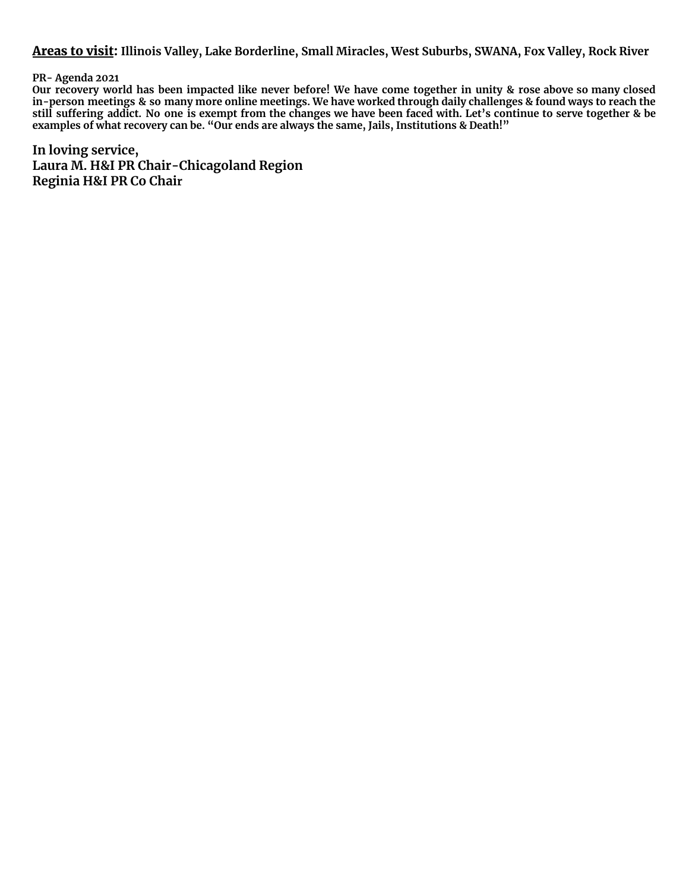**<u>Areas to visit</u>: Illinois Valley, Lake Borderline, Small Miracles, West Suburbs, SWANA, Fox Valley, Rock River**

**PR- Agenda 2021**

**Our recovery world has been impacted like never before! We have come together in unity & rose above so many closed in-person meetings & so many more online meetings. We have worked through daily challenges & found ways to reach the still suffering addict. No one is exempt from the changes we have been faced with. Let's continue to serve together & be examples of what recovery can be. "Our ends are always the same, Jails, Institutions & Death!"**

**In loving service,**
**Laura M. H&I PR Chair-Chicagoland Region**
**Reginia H&I PR Co Chair**